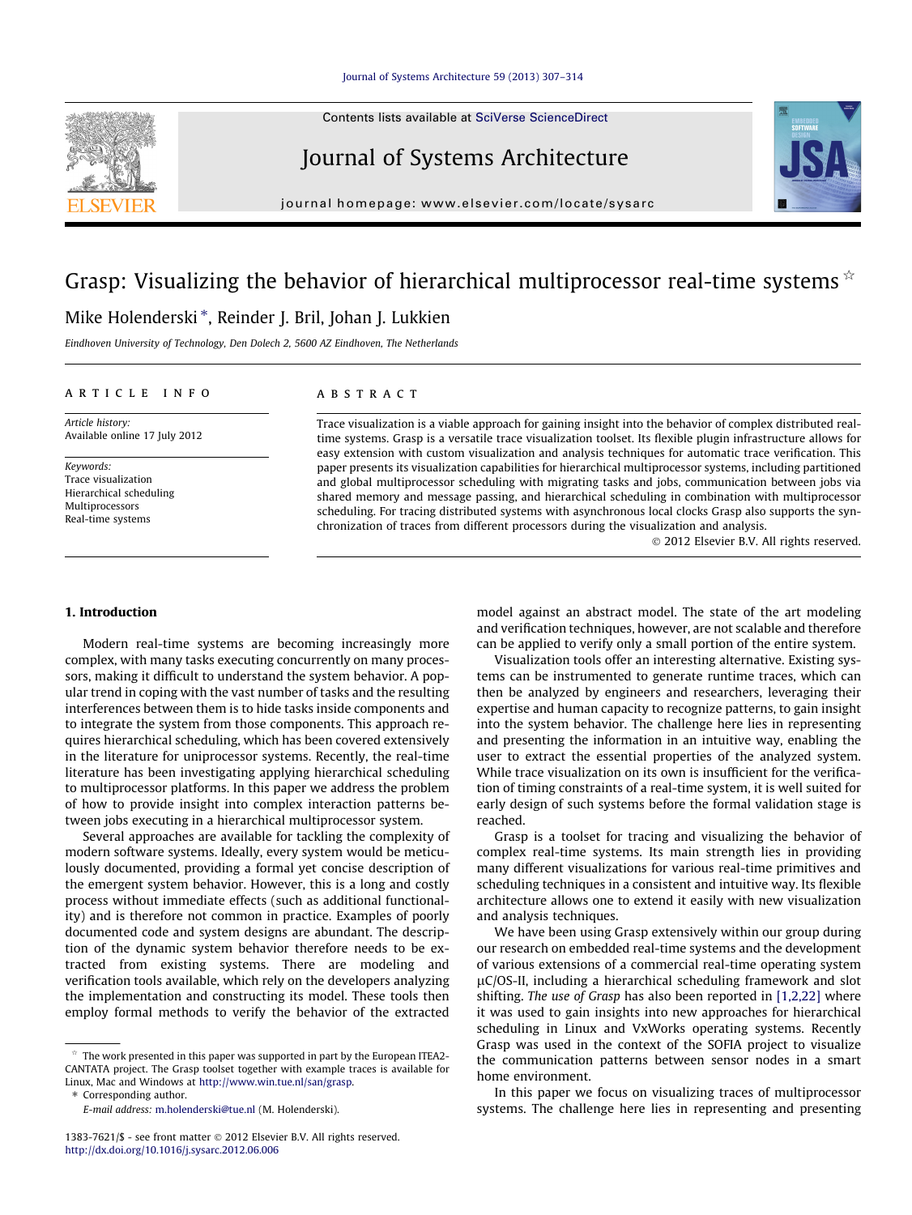# Grasp: Visualizing the behavior of hierarchical multiprocessor real-time systems ☆

Mike Holenderski *, Reinder J. Bril, Johan J. Lukkien

*Eindhoven University of Technology, Den Dolech 2, 5600 AZ Eindhoven, The Netherlands*

## ARTICLE INFO

*Article history:*
Available online 17 July 2012

*Keywords:*
Trace visualization
Hierarchical scheduling
Multiprocessors
Real-time systems

## ABSTRACT

Trace visualization is a viable approach for gaining insight into the behavior of complex distributed real-time systems. Grasp is a versatile trace visualization toolset. Its flexible plugin infrastructure allows for easy extension with custom visualization and analysis techniques for automatic trace verification. This paper presents its visualization capabilities for hierarchical multiprocessor systems, including partitioned and global multiprocessor scheduling with migrating tasks and jobs, communication between jobs via shared memory and message passing, and hierarchical scheduling in combination with multiprocessor scheduling. For tracing distributed systems with asynchronous local clocks Grasp also supports the synchronization of traces from different processors during the visualization and analysis.

© 2012 Elsevier B.V. All rights reserved.

## 1. Introduction

Modern real-time systems are becoming increasingly more complex, with many tasks executing concurrently on many processors, making it difficult to understand the system behavior. A popular trend in coping with the vast number of tasks and the resulting interferences between them is to hide tasks inside components and to integrate the system from those components. This approach requires hierarchical scheduling, which has been covered extensively in the literature for uniprocessor systems. Recently, the real-time literature has been investigating applying hierarchical scheduling to multiprocessor platforms. In this paper we address the problem of how to provide insight into complex interaction patterns between jobs executing in a hierarchical multiprocessor system.

Several approaches are available for tackling the complexity of modern software systems. Ideally, every system would be meticulously documented, providing a formal yet concise description of the emergent system behavior. However, this is a long and costly process without immediate effects (such as additional functionality) and is therefore not common in practice. Examples of poorly documented code and system designs are abundant. The description of the dynamic system behavior therefore needs to be extracted from existing systems. There are modeling and verification tools available, which rely on the developers analyzing the implementation and constructing its model. These tools then employ formal methods to verify the behavior of the extracted model against an abstract model. The state of the art modeling and verification techniques, however, are not scalable and therefore can be applied to verify only a small portion of the entire system.

Visualization tools offer an interesting alternative. Existing systems can be instrumented to generate runtime traces, which can then be analyzed by engineers and researchers, leveraging their expertise and human capacity to recognize patterns, to gain insight into the system behavior. The challenge here lies in representing and presenting the information in an intuitive way, enabling the user to extract the essential properties of the analyzed system. While trace visualization on its own is insufficient for the verification of timing constraints of a real-time system, it is well suited for early design of such systems before the formal validation stage is reached.

Grasp is a toolset for tracing and visualizing the behavior of complex real-time systems. Its main strength lies in providing many different visualizations for various real-time primitives and scheduling techniques in a consistent and intuitive way. Its flexible architecture allows one to extend it easily with new visualization and analysis techniques.

We have been using Grasp extensively within our group during our research on embedded real-time systems and the development of various extensions of a commercial real-time operating system µC/OS-II, including a hierarchical scheduling framework and slot shifting. *The use of Grasp* has also been reported in [1,2,22] where it was used to gain insights into new approaches for hierarchical scheduling in Linux and VxWorks operating systems. Recently Grasp was used in the context of the SOFIA project to visualize the communication patterns between sensor nodes in a smart home environment.

In this paper we focus on visualizing traces of multiprocessor systems. The challenge here lies in representing and presenting

---

☆ The work presented in this paper was supported in part by the European ITEA2-CANTATA project. The Grasp toolset together with example traces is available for Linux, Mac and Windows at http://www.win.tue.nl/san/grasp.

\* Corresponding author.
*E-mail address:* m.holenderski@tue.nl (M. Holenderski).

1383-7621/$ - see front matter © 2012 Elsevier B.V. All rights reserved.
http://dx.doi.org/10.1016/j.sysarc.2012.06.006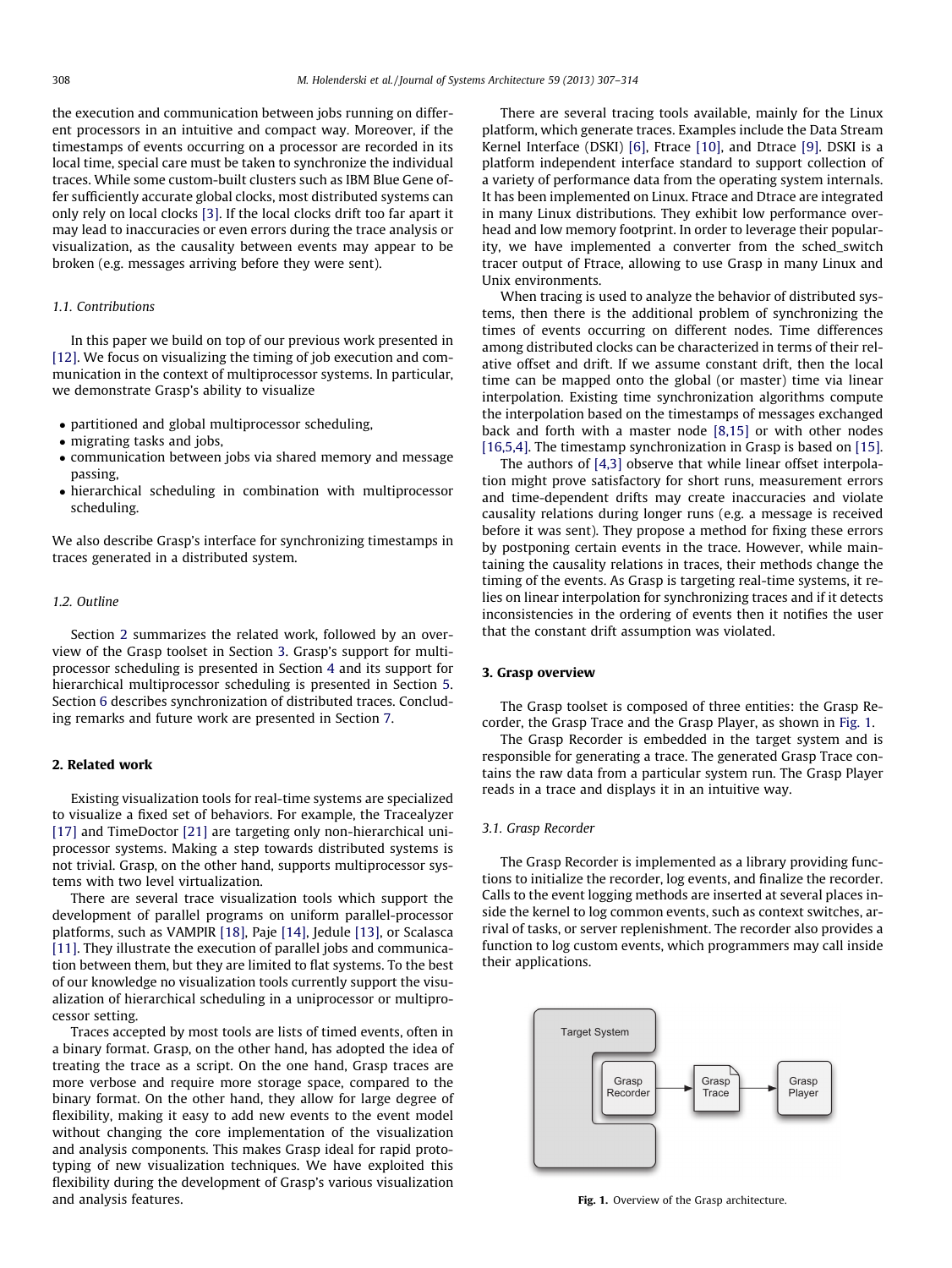the execution and communication between jobs running on different processors in an intuitive and compact way. Moreover, if the timestamps of events occurring on a processor are recorded in its local time, special care must be taken to synchronize the individual traces. While some custom-built clusters such as IBM Blue Gene offer sufficiently accurate global clocks, most distributed systems can only rely on local clocks [3]. If the local clocks drift too far apart it may lead to inaccuracies or even errors during the trace analysis or visualization, as the causality between events may appear to be broken (e.g. messages arriving before they were sent).

### 1.1. Contributions

In this paper we build on top of our previous work presented in [12]. We focus on visualizing the timing of job execution and communication in the context of multiprocessor systems. In particular, we demonstrate Grasp's ability to visualize

- partitioned and global multiprocessor scheduling,
- migrating tasks and jobs,
- communication between jobs via shared memory and message passing,
- hierarchical scheduling in combination with multiprocessor scheduling.

We also describe Grasp's interface for synchronizing timestamps in traces generated in a distributed system.

### 1.2. Outline

Section 2 summarizes the related work, followed by an overview of the Grasp toolset in Section 3. Grasp's support for multiprocessor scheduling is presented in Section 4 and its support for hierarchical multiprocessor scheduling is presented in Section 5. Section 6 describes synchronization of distributed traces. Concluding remarks and future work are presented in Section 7.

## 2. Related work

Existing visualization tools for real-time systems are specialized to visualize a fixed set of behaviors. For example, the Tracealyzer [17] and TimeDoctor [21] are targeting only non-hierarchical uniprocessor systems. Making a step towards distributed systems is not trivial. Grasp, on the other hand, supports multiprocessor systems with two level virtualization.

There are several trace visualization tools which support the development of parallel programs on uniform parallel-processor platforms, such as VAMPIR [18], Paje [14], Jedule [13], or Scalasca [11]. They illustrate the execution of parallel jobs and communication between them, but they are limited to flat systems. To the best of our knowledge no visualization tools currently support the visualization of hierarchical scheduling in a uniprocessor or multiprocessor setting.

Traces accepted by most tools are lists of timed events, often in a binary format. Grasp, on the other hand, has adopted the idea of treating the trace as a script. On the one hand, Grasp traces are more verbose and require more storage space, compared to the binary format. On the other hand, they allow for large degree of flexibility, making it easy to add new events to the event model without changing the core implementation of the visualization and analysis components. This makes Grasp ideal for rapid prototyping of new visualization techniques. We have exploited this flexibility during the development of Grasp's various visualization and analysis features.

There are several tracing tools available, mainly for the Linux platform, which generate traces. Examples include the Data Stream Kernel Interface (DSKI) [6], Ftrace [10], and Dtrace [9]. DSKI is a platform independent interface standard to support collection of a variety of performance data from the operating system internals. It has been implemented on Linux. Ftrace and Dtrace are integrated in many Linux distributions. They exhibit low performance overhead and low memory footprint. In order to leverage their popularity, we have implemented a converter from the sched_switch tracer output of Ftrace, allowing to use Grasp in many Linux and Unix environments.

When tracing is used to analyze the behavior of distributed systems, then there is the additional problem of synchronizing the times of events occurring on different nodes. Time differences among distributed clocks can be characterized in terms of their relative offset and drift. If we assume constant drift, then the local time can be mapped onto the global (or master) time via linear interpolation. Existing time synchronization algorithms compute the interpolation based on the timestamps of messages exchanged back and forth with a master node [8,15] or with other nodes [16,5,4]. The timestamp synchronization in Grasp is based on [15].

The authors of [4,3] observe that while linear offset interpolation might prove satisfactory for short runs, measurement errors and time-dependent drifts may create inaccuracies and violate causality relations during longer runs (e.g. a message is received before it was sent). They propose a method for fixing these errors by postponing certain events in the trace. However, while maintaining the causality relations in traces, their methods change the timing of the events. As Grasp is targeting real-time systems, it relies on linear interpolation for synchronizing traces and if it detects inconsistencies in the ordering of events then it notifies the user that the constant drift assumption was violated.

## 3. Grasp overview

The Grasp toolset is composed of three entities: the Grasp Recorder, the Grasp Trace and the Grasp Player, as shown in Fig. 1.

The Grasp Recorder is embedded in the target system and is responsible for generating a trace. The generated Grasp Trace contains the raw data from a particular system run. The Grasp Player reads in a trace and displays it in an intuitive way.

### 3.1. Grasp Recorder

The Grasp Recorder is implemented as a library providing functions to initialize the recorder, log events, and finalize the recorder. Calls to the event logging methods are inserted at several places inside the kernel to log common events, such as context switches, arrival of tasks, or server replenishment. The recorder also provides a function to log custom events, which programmers may call inside their applications.

Target System — Grasp Recorder → Grasp Trace → Grasp Player

**Fig. 1.** Overview of the Grasp architecture.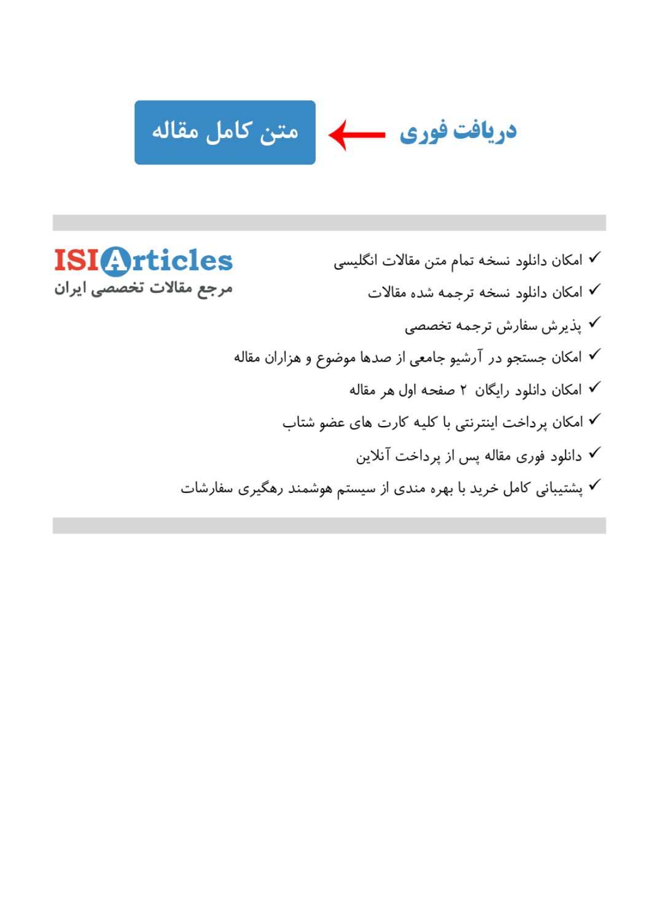دریافت فوری ← متن کامل مقاله

**ISIArticles**
مرجع مقالات تخصصی ایران

- ✓ امکان دانلود نسخه تمام متن مقالات انگلیسی
- ✓ امکان دانلود نسخه ترجمه شده مقالات
- ✓ پذیرش سفارش ترجمه تخصصی
- ✓ امکان جستجو در آرشیو جامعی از صدها موضوع و هزاران مقاله
- ✓ امکان دانلود رایگان ۲ صفحه اول هر مقاله
- ✓ امکان پرداخت اینترنتی با کلیه کارت های عضو شتاب
- ✓ دانلود فوری مقاله پس از پرداخت آنلاین
- ✓ پشتیبانی کامل خرید با بهره مندی از سیستم هوشمند رهگیری سفارشات